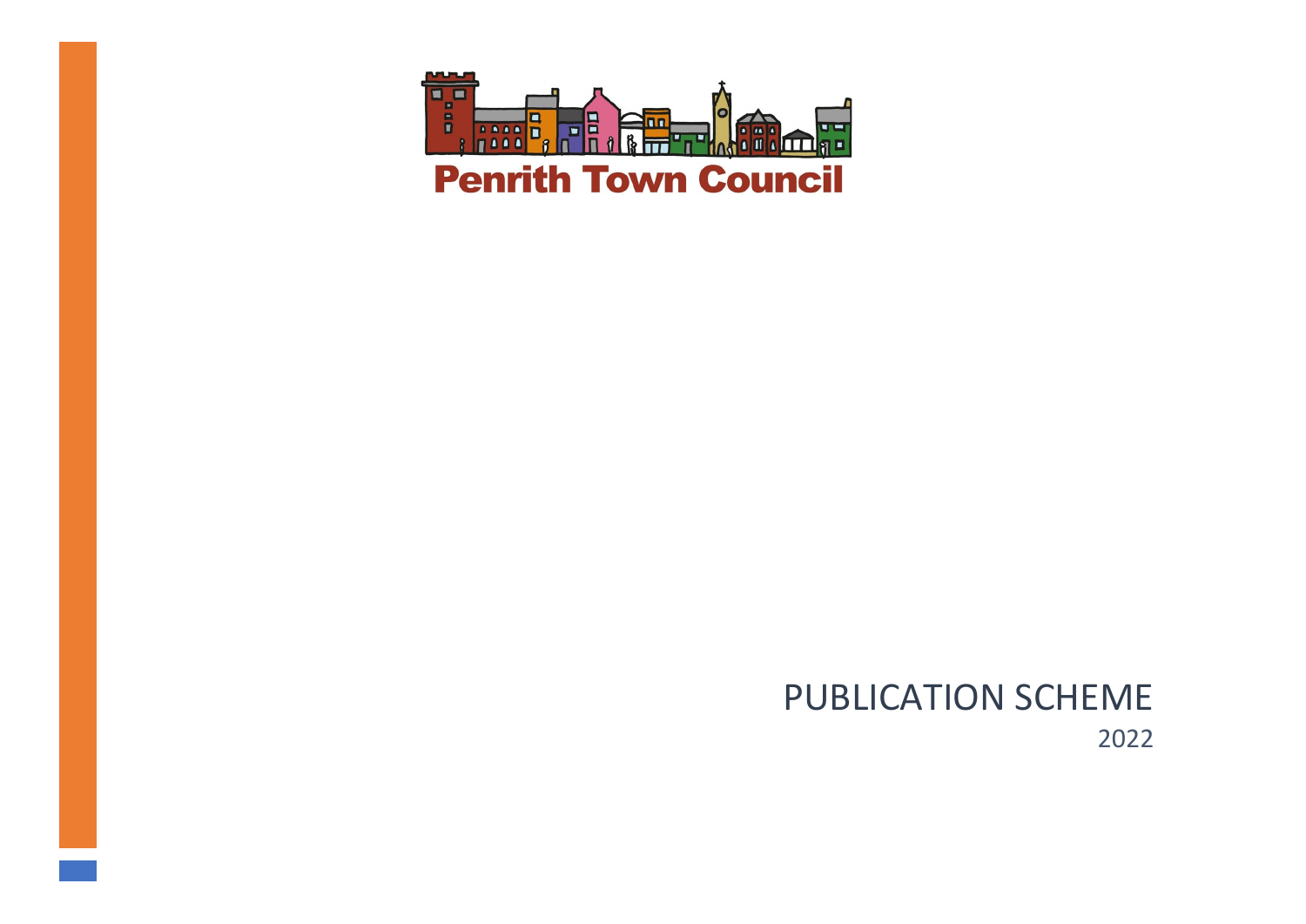Penrith Town Council

# PUBLICATION SCHEME

2022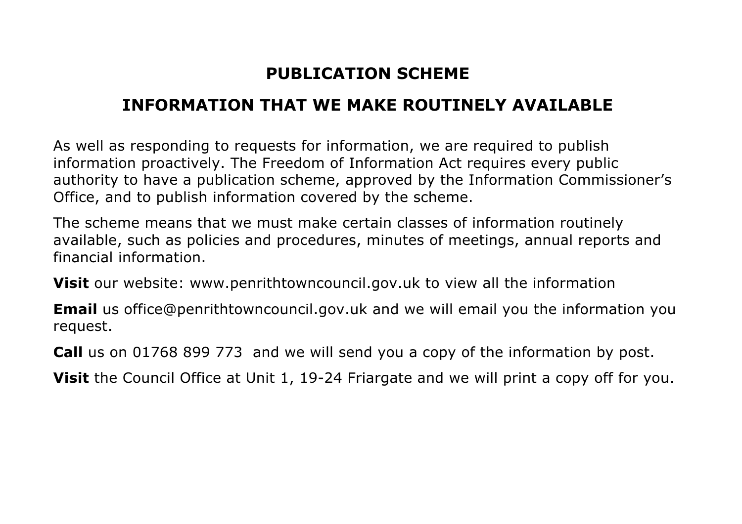# PUBLICATION SCHEME

## INFORMATION THAT WE MAKE ROUTINELY AVAILABLE

As well as responding to requests for information, we are required to publish information proactively. The Freedom of Information Act requires every public authority to have a publication scheme, approved by the Information Commissioner's Office, and to publish information covered by the scheme.

The scheme means that we must make certain classes of information routinely available, such as policies and procedures, minutes of meetings, annual reports and financial information.

**Visit** our website: www.penrithtowncouncil.gov.uk to view all the information

**Email** us office@penrithtowncouncil.gov.uk and we will email you the information you request.

**Call** us on 01768 899 773 and we will send you a copy of the information by post.

**Visit** the Council Office at Unit 1, 19-24 Friargate and we will print a copy off for you.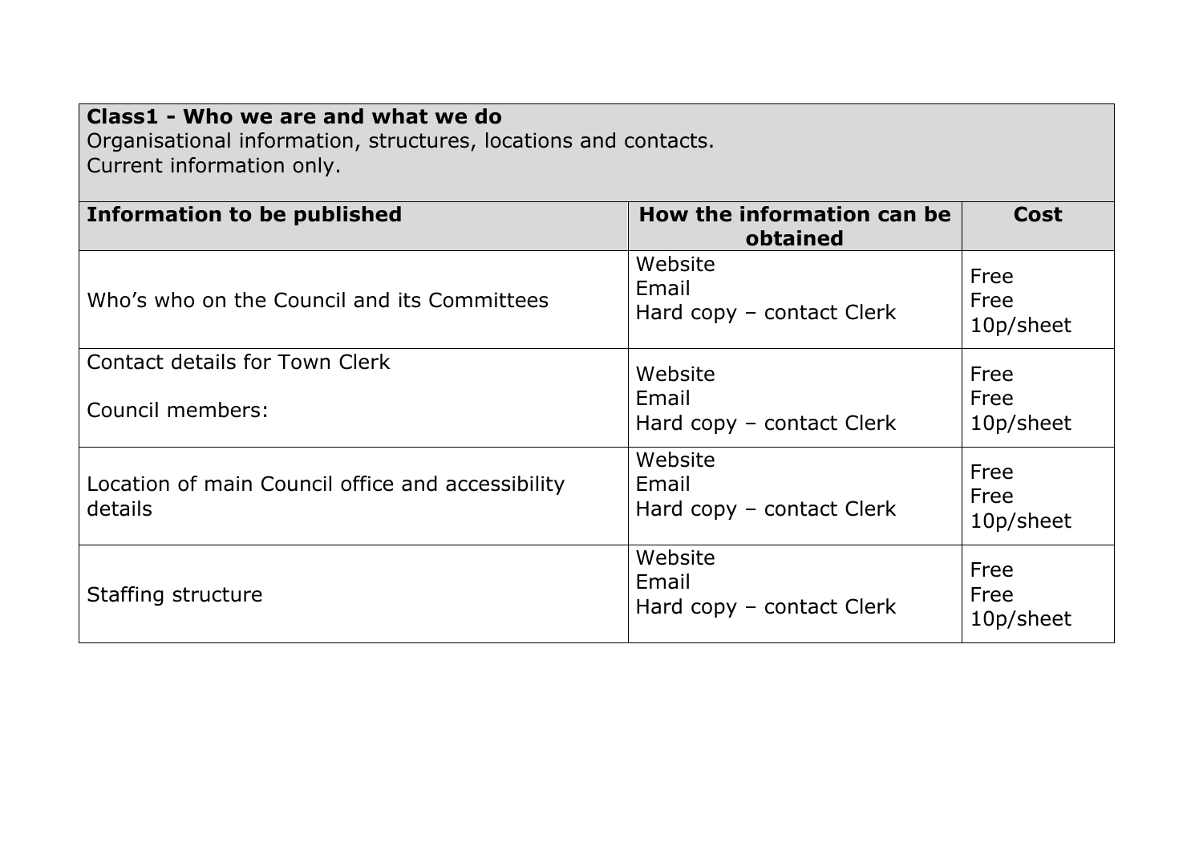**Class1 - Who we are and what we do**
Organisational information, structures, locations and contacts.
Current information only.

| Information to be published | How the information can be obtained | Cost |
|---|---|---|
| Who's who on the Council and its Committees | Website<br>Email<br>Hard copy – contact Clerk | Free<br>Free<br>10p/sheet |
| Contact details for Town Clerk<br><br>Council members: | Website<br>Email<br>Hard copy – contact Clerk | Free<br>Free<br>10p/sheet |
| Location of main Council office and accessibility details | Website<br>Email<br>Hard copy – contact Clerk | Free<br>Free<br>10p/sheet |
| Staffing structure | Website<br>Email<br>Hard copy – contact Clerk | Free<br>Free<br>10p/sheet |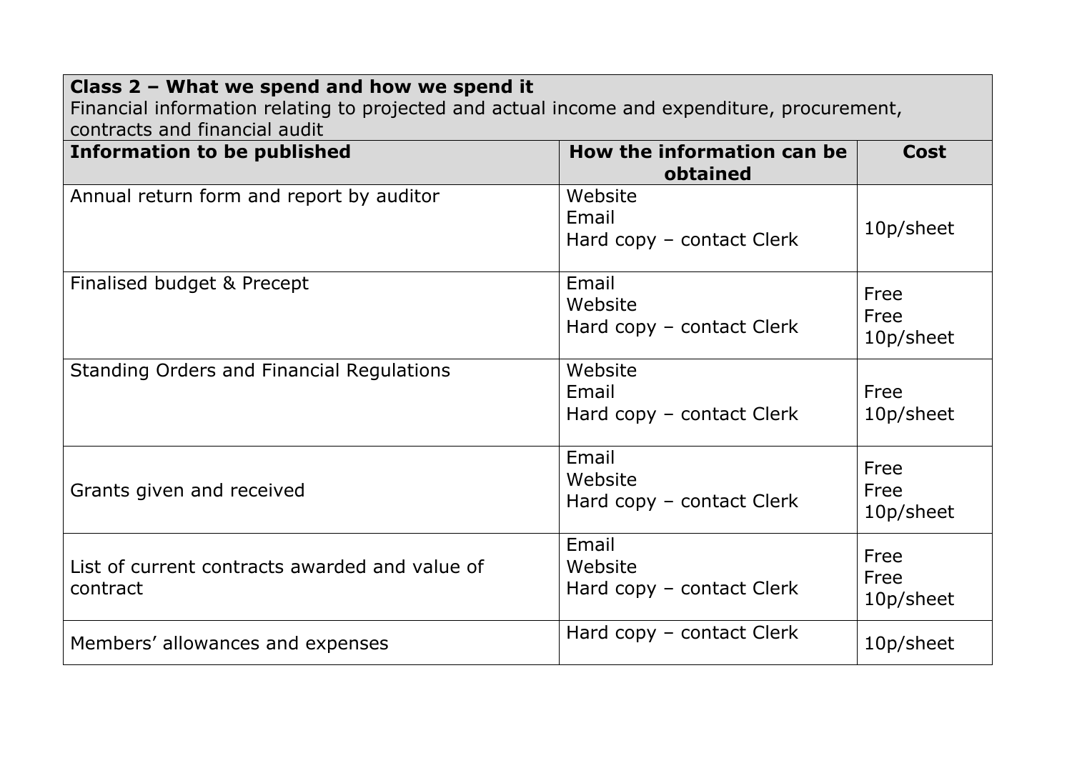| **Class 2 – What we spend and how we spend it**<br>Financial information relating to projected and actual income and expenditure, procurement, contracts and financial audit | | |
|---|---|---|
| **Information to be published** | **How the information can be obtained** | **Cost** |
| Annual return form and report by auditor | Website<br>Email<br>Hard copy – contact Clerk | 10p/sheet |
| Finalised budget & Precept | Email<br>Website<br>Hard copy – contact Clerk | Free<br>Free<br>10p/sheet |
| Standing Orders and Financial Regulations | Website<br>Email<br>Hard copy – contact Clerk | Free<br>10p/sheet |
| Grants given and received | Email<br>Website<br>Hard copy – contact Clerk | Free<br>Free<br>10p/sheet |
| List of current contracts awarded and value of contract | Email<br>Website<br>Hard copy – contact Clerk | Free<br>Free<br>10p/sheet |
| Members' allowances and expenses | Hard copy – contact Clerk | 10p/sheet |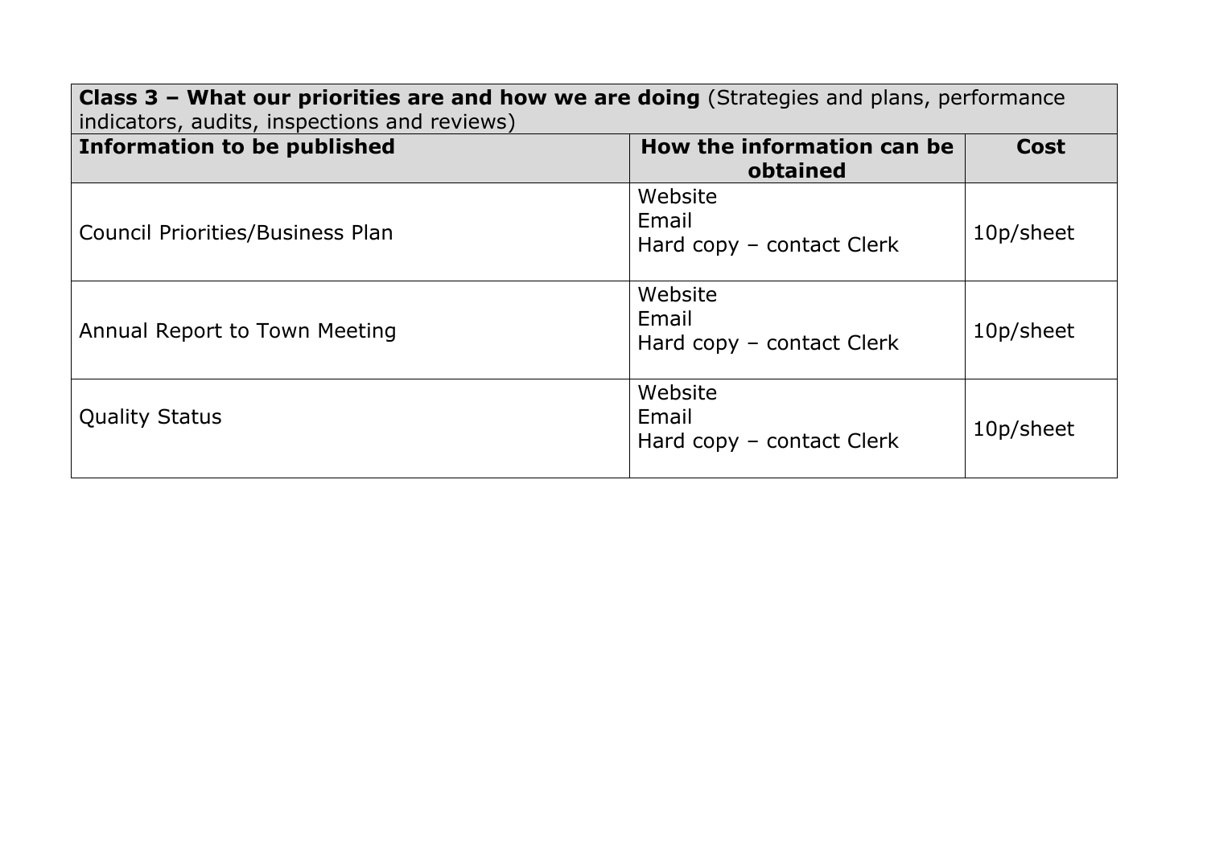| **Class 3 – What our priorities are and how we are doing** (Strategies and plans, performance indicators, audits, inspections and reviews) | | |
|---|---|---|
| **Information to be published** | **How the information can be obtained** | **Cost** |
| Council Priorities/Business Plan | Website<br>Email<br>Hard copy – contact Clerk | 10p/sheet |
| Annual Report to Town Meeting | Website<br>Email<br>Hard copy – contact Clerk | 10p/sheet |
| Quality Status | Website<br>Email<br>Hard copy – contact Clerk | 10p/sheet |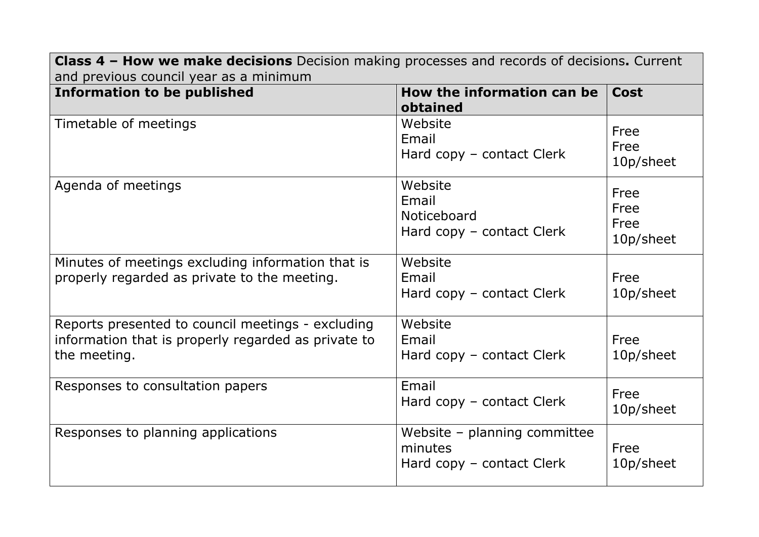| **Class 4 – How we make decisions** Decision making processes and records of decisions**.** Current and previous council year as a minimum | | |
|---|---|---|
| **Information to be published** | **How the information can be obtained** | **Cost** |
| Timetable of meetings | Website<br>Email<br>Hard copy – contact Clerk | Free<br>Free<br>10p/sheet |
| Agenda of meetings | Website<br>Email<br>Noticeboard<br>Hard copy – contact Clerk | Free<br>Free<br>Free<br>10p/sheet |
| Minutes of meetings excluding information that is properly regarded as private to the meeting. | Website<br>Email<br>Hard copy – contact Clerk | Free<br>10p/sheet |
| Reports presented to council meetings - excluding information that is properly regarded as private to the meeting. | Website<br>Email<br>Hard copy – contact Clerk | Free<br>10p/sheet |
| Responses to consultation papers | Email<br>Hard copy – contact Clerk | Free<br>10p/sheet |
| Responses to planning applications | Website – planning committee minutes<br>Hard copy – contact Clerk | Free<br>10p/sheet |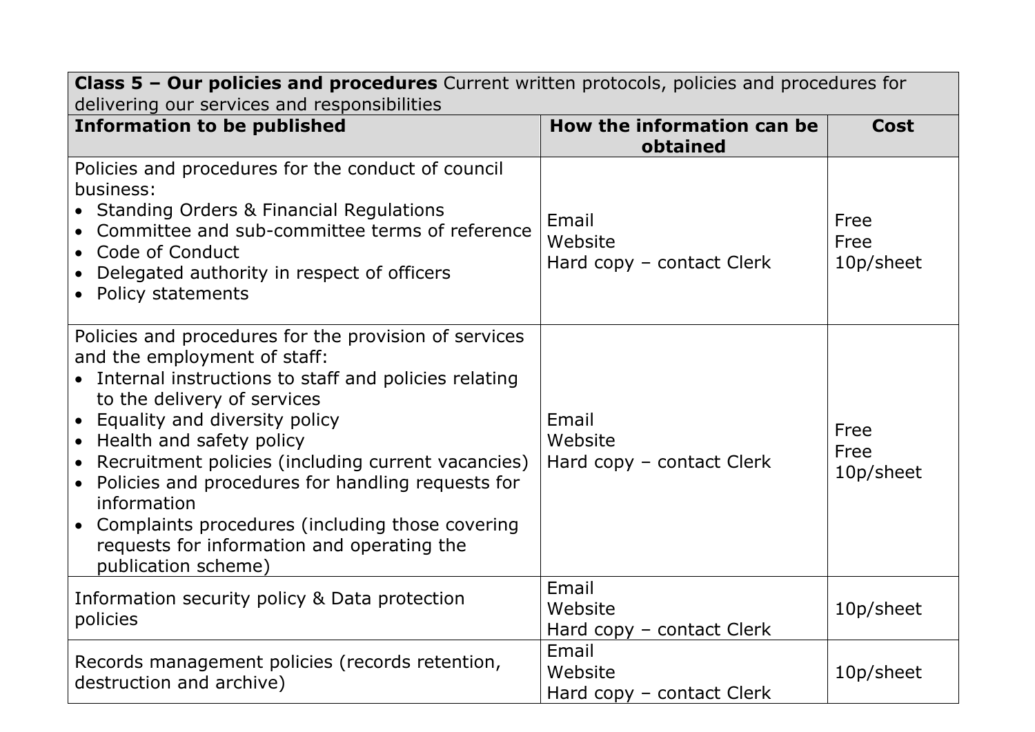| **Class 5 – Our policies and procedures** Current written protocols, policies and procedures for delivering our services and responsibilities | | |
|---|---|---|
| **Information to be published** | **How the information can be obtained** | **Cost** |
| Policies and procedures for the conduct of council business:<br>• Standing Orders & Financial Regulations<br>• Committee and sub-committee terms of reference<br>• Code of Conduct<br>• Delegated authority in respect of officers<br>• Policy statements | Email<br>Website<br>Hard copy – contact Clerk | Free<br>Free<br>10p/sheet |
| Policies and procedures for the provision of services and the employment of staff:<br>• Internal instructions to staff and policies relating to the delivery of services<br>• Equality and diversity policy<br>• Health and safety policy<br>• Recruitment policies (including current vacancies)<br>• Policies and procedures for handling requests for information<br>• Complaints procedures (including those covering requests for information and operating the publication scheme) | Email<br>Website<br>Hard copy – contact Clerk | Free<br>Free<br>10p/sheet |
| Information security policy & Data protection policies | Email<br>Website<br>Hard copy – contact Clerk | 10p/sheet |
| Records management policies (records retention, destruction and archive) | Email<br>Website<br>Hard copy – contact Clerk | 10p/sheet |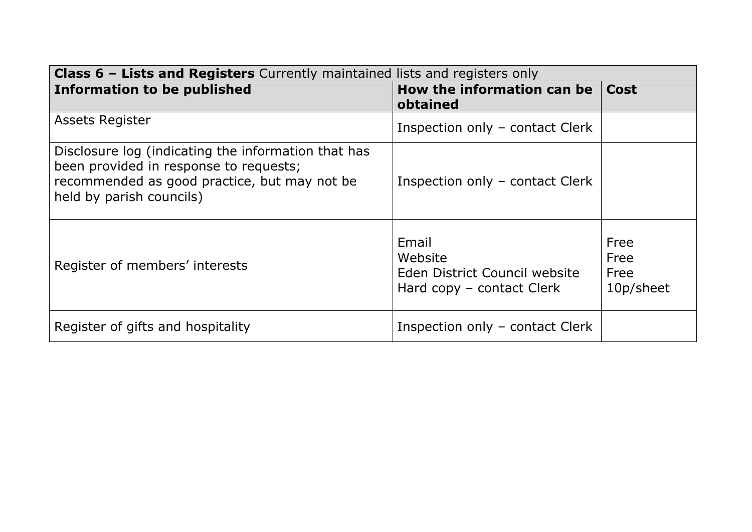| **Class 6 – Lists and Registers** Currently maintained lists and registers only | | |
|---|---|---|
| **Information to be published** | **How the information can be obtained** | **Cost** |
| Assets Register | Inspection only – contact Clerk | |
| Disclosure log (indicating the information that has been provided in response to requests; recommended as good practice, but may not be held by parish councils) | Inspection only – contact Clerk | |
| Register of members' interests | Email<br>Website<br>Eden District Council website<br>Hard copy – contact Clerk | Free<br>Free<br>Free<br>10p/sheet |
| Register of gifts and hospitality | Inspection only – contact Clerk | |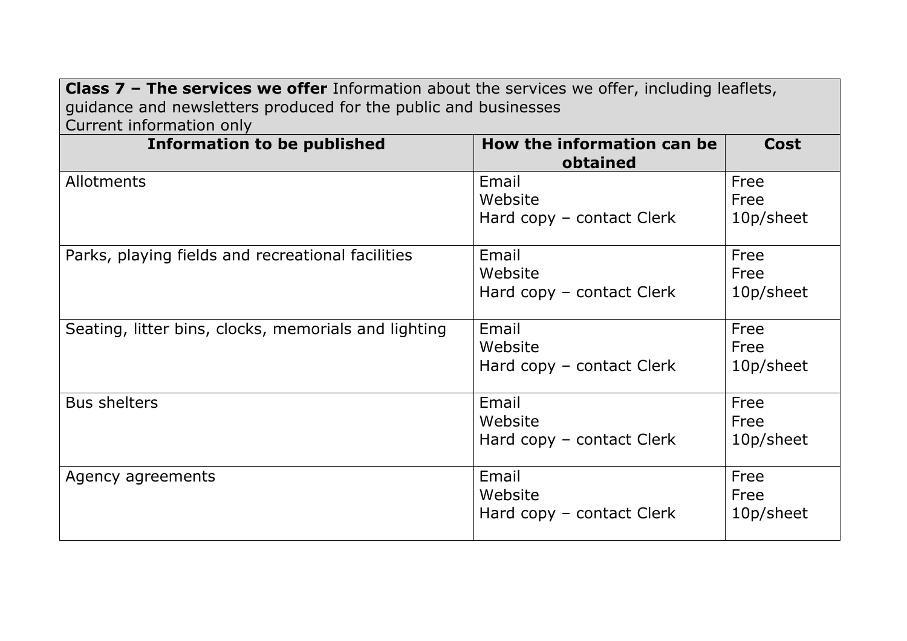**Class 7 – The services we offer** Information about the services we offer, including leaflets, guidance and newsletters produced for the public and businesses
Current information only

| Information to be published | How the information can be obtained | Cost |
|---|---|---|
| Allotments | Email<br>Website<br>Hard copy – contact Clerk | Free<br>Free<br>10p/sheet |
| Parks, playing fields and recreational facilities | Email<br>Website<br>Hard copy – contact Clerk | Free<br>Free<br>10p/sheet |
| Seating, litter bins, clocks, memorials and lighting | Email<br>Website<br>Hard copy – contact Clerk | Free<br>Free<br>10p/sheet |
| Bus shelters | Email<br>Website<br>Hard copy – contact Clerk | Free<br>Free<br>10p/sheet |
| Agency agreements | Email<br>Website<br>Hard copy – contact Clerk | Free<br>Free<br>10p/sheet |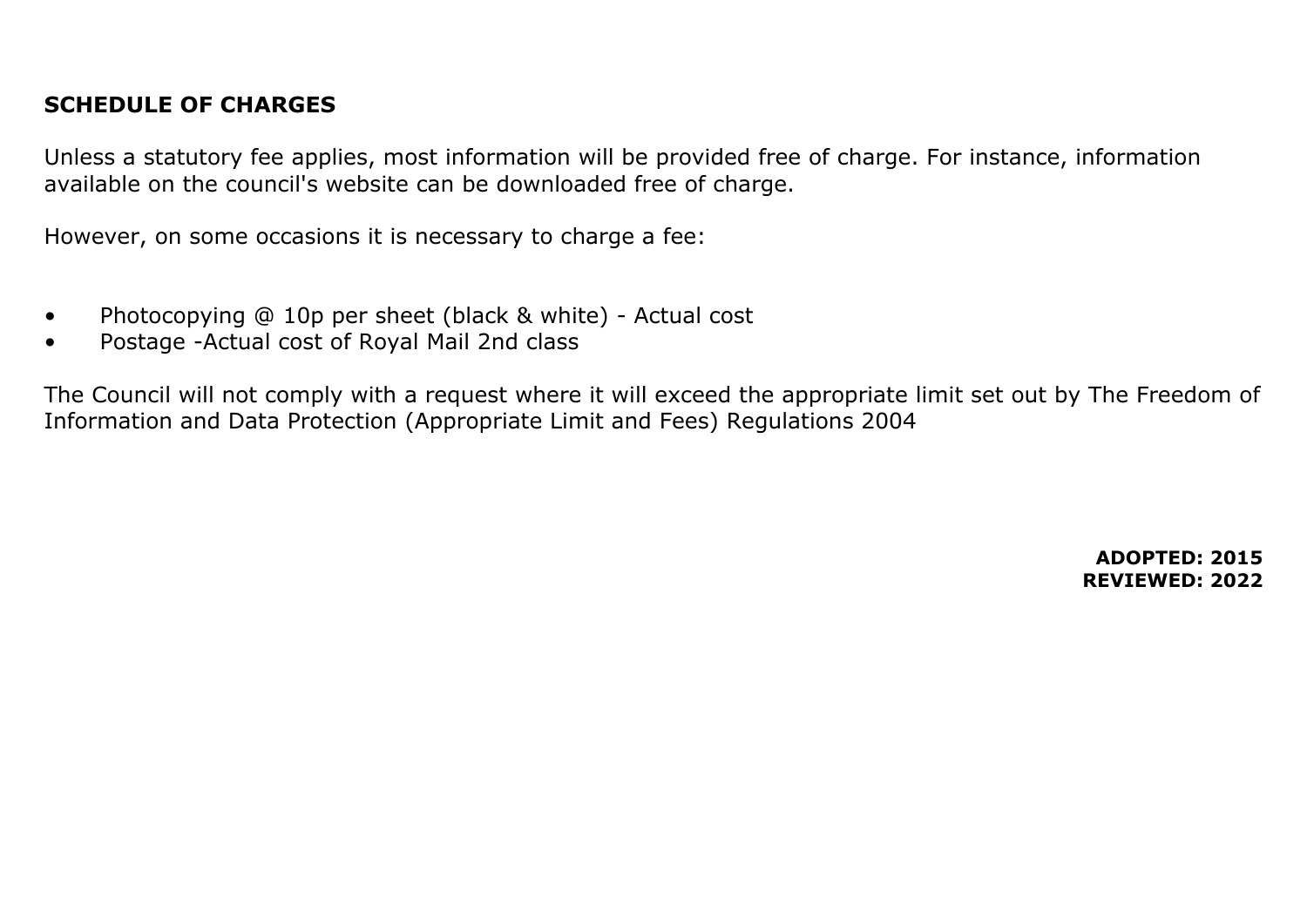**SCHEDULE OF CHARGES**

Unless a statutory fee applies, most information will be provided free of charge. For instance, information available on the council's website can be downloaded free of charge.

However, on some occasions it is necessary to charge a fee:

- Photocopying @ 10p per sheet (black & white) - Actual cost
- Postage -Actual cost of Royal Mail 2nd class

The Council will not comply with a request where it will exceed the appropriate limit set out by The Freedom of Information and Data Protection (Appropriate Limit and Fees) Regulations 2004

**ADOPTED: 2015**
**REVIEWED: 2022**